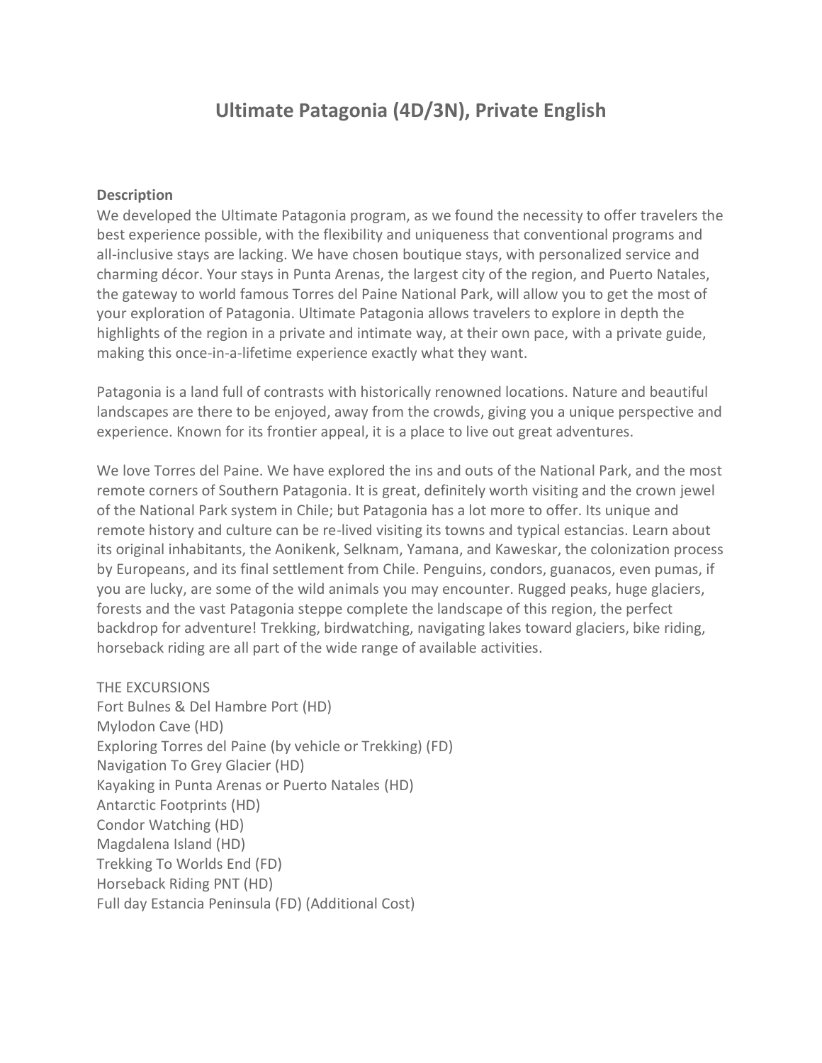# Ultimate Patagonia (4D/3N), Private English

**Description**

We developed the Ultimate Patagonia program, as we found the necessity to offer travelers the best experience possible, with the flexibility and uniqueness that conventional programs and all-inclusive stays are lacking. We have chosen boutique stays, with personalized service and charming décor. Your stays in Punta Arenas, the largest city of the region, and Puerto Natales, the gateway to world famous Torres del Paine National Park, will allow you to get the most of your exploration of Patagonia. Ultimate Patagonia allows travelers to explore in depth the highlights of the region in a private and intimate way, at their own pace, with a private guide, making this once-in-a-lifetime experience exactly what they want.

Patagonia is a land full of contrasts with historically renowned locations. Nature and beautiful landscapes are there to be enjoyed, away from the crowds, giving you a unique perspective and experience. Known for its frontier appeal, it is a place to live out great adventures.

We love Torres del Paine. We have explored the ins and outs of the National Park, and the most remote corners of Southern Patagonia. It is great, definitely worth visiting and the crown jewel of the National Park system in Chile; but Patagonia has a lot more to offer. Its unique and remote history and culture can be re-lived visiting its towns and typical estancias. Learn about its original inhabitants, the Aonikenk, Selknam, Yamana, and Kaweskar, the colonization process by Europeans, and its final settlement from Chile. Penguins, condors, guanacos, even pumas, if you are lucky, are some of the wild animals you may encounter. Rugged peaks, huge glaciers, forests and the vast Patagonia steppe complete the landscape of this region, the perfect backdrop for adventure! Trekking, birdwatching, navigating lakes toward glaciers, bike riding, horseback riding are all part of the wide range of available activities.

THE EXCURSIONS

Fort Bulnes & Del Hambre Port (HD)  
Mylodon Cave (HD)  
Exploring Torres del Paine (by vehicle or Trekking) (FD)  
Navigation To Grey Glacier (HD)  
Kayaking in Punta Arenas or Puerto Natales (HD)  
Antarctic Footprints (HD)  
Condor Watching (HD)  
Magdalena Island (HD)  
Trekking To Worlds End (FD)  
Horseback Riding PNT (HD)  
Full day Estancia Peninsula (FD) (Additional Cost)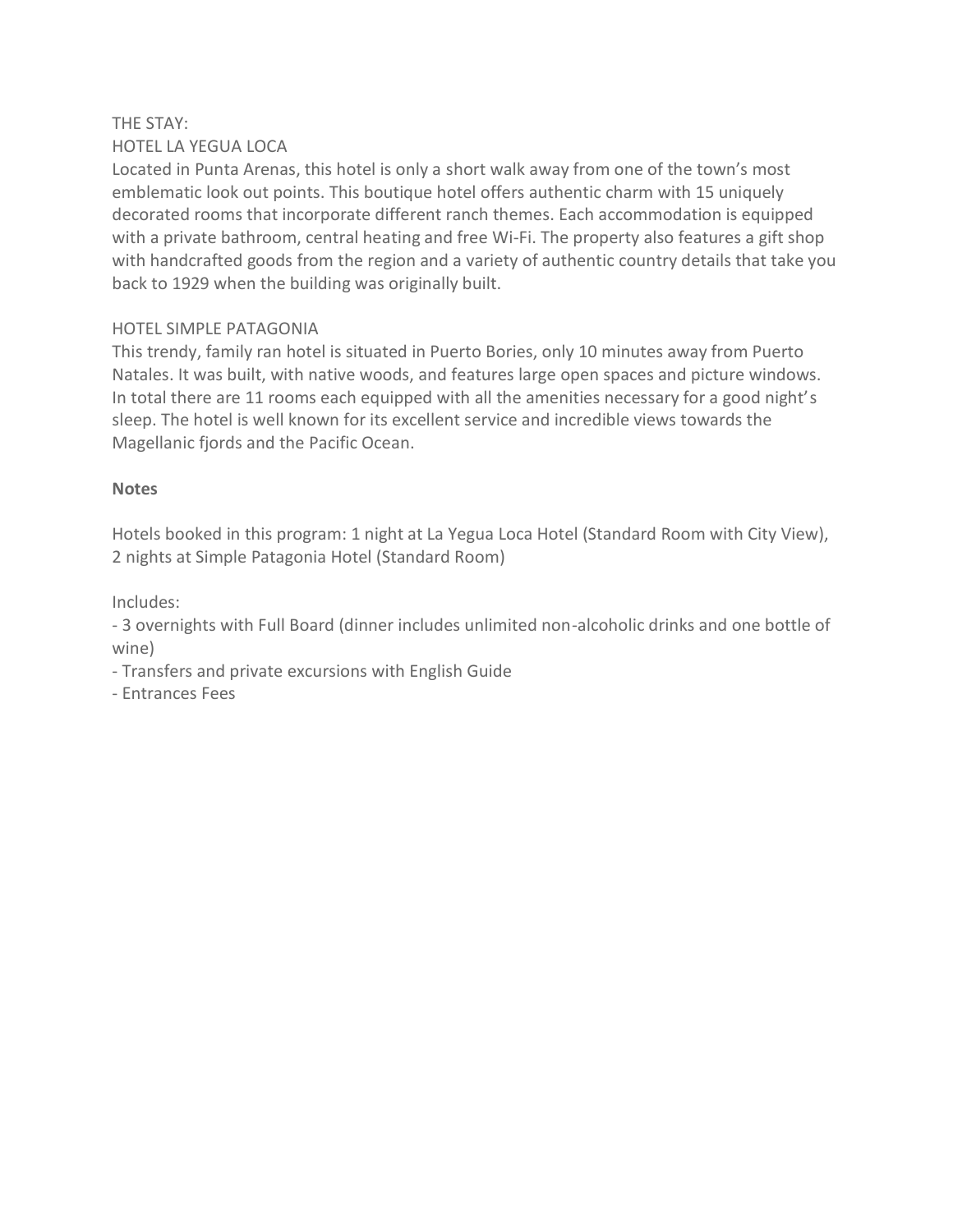THE STAY:

HOTEL LA YEGUA LOCA

Located in Punta Arenas, this hotel is only a short walk away from one of the town's most emblematic look out points. This boutique hotel offers authentic charm with 15 uniquely decorated rooms that incorporate different ranch themes. Each accommodation is equipped with a private bathroom, central heating and free Wi-Fi. The property also features a gift shop with handcrafted goods from the region and a variety of authentic country details that take you back to 1929 when the building was originally built.

HOTEL SIMPLE PATAGONIA

This trendy, family ran hotel is situated in Puerto Bories, only 10 minutes away from Puerto Natales. It was built, with native woods, and features large open spaces and picture windows. In total there are 11 rooms each equipped with all the amenities necessary for a good night's sleep. The hotel is well known for its excellent service and incredible views towards the Magellanic fjords and the Pacific Ocean.

**Notes**

Hotels booked in this program: 1 night at La Yegua Loca Hotel (Standard Room with City View), 2 nights at Simple Patagonia Hotel (Standard Room)

Includes:

- 3 overnights with Full Board (dinner includes unlimited non-alcoholic drinks and one bottle of wine)
- Transfers and private excursions with English Guide
- Entrances Fees